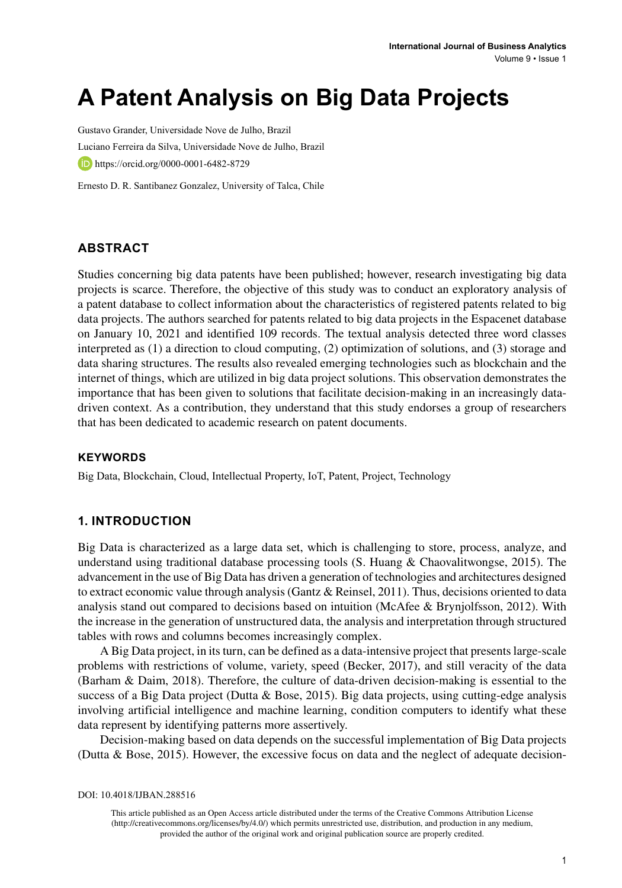# A Patent Analysis on Big Data Projects

Gustavo Grander, Universidade Nove de Julho, Brazil

Luciano Ferreira da Silva, Universidade Nove de Julho, Brazil

https://orcid.org/0000-0001-6482-8729

Ernesto D. R. Santibanez Gonzalez, University of Talca, Chile

## ABSTRACT

Studies concerning big data patents have been published; however, research investigating big data projects is scarce. Therefore, the objective of this study was to conduct an exploratory analysis of a patent database to collect information about the characteristics of registered patents related to big data projects. The authors searched for patents related to big data projects in the Espacenet database on January 10, 2021 and identified 109 records. The textual analysis detected three word classes interpreted as (1) a direction to cloud computing, (2) optimization of solutions, and (3) storage and data sharing structures. The results also revealed emerging technologies such as blockchain and the internet of things, which are utilized in big data project solutions. This observation demonstrates the importance that has been given to solutions that facilitate decision-making in an increasingly data-driven context. As a contribution, they understand that this study endorses a group of researchers that has been dedicated to academic research on patent documents.

### KEYWORDS

Big Data, Blockchain, Cloud, Intellectual Property, IoT, Patent, Project, Technology

## 1. INTRODUCTION

Big Data is characterized as a large data set, which is challenging to store, process, analyze, and understand using traditional database processing tools (S. Huang & Chaovalitwongse, 2015). The advancement in the use of Big Data has driven a generation of technologies and architectures designed to extract economic value through analysis (Gantz & Reinsel, 2011). Thus, decisions oriented to data analysis stand out compared to decisions based on intuition (McAfee & Brynjolfsson, 2012). With the increase in the generation of unstructured data, the analysis and interpretation through structured tables with rows and columns becomes increasingly complex.

A Big Data project, in its turn, can be defined as a data-intensive project that presents large-scale problems with restrictions of volume, variety, speed (Becker, 2017), and still veracity of the data (Barham & Daim, 2018). Therefore, the culture of data-driven decision-making is essential to the success of a Big Data project (Dutta & Bose, 2015). Big data projects, using cutting-edge analysis involving artificial intelligence and machine learning, condition computers to identify what these data represent by identifying patterns more assertively.

Decision-making based on data depends on the successful implementation of Big Data projects (Dutta & Bose, 2015). However, the excessive focus on data and the neglect of adequate decision-

DOI: 10.4018/IJBAN.288516

This article published as an Open Access article distributed under the terms of the Creative Commons Attribution License (http://creativecommons.org/licenses/by/4.0/) which permits unrestricted use, distribution, and production in any medium, provided the author of the original work and original publication source are properly credited.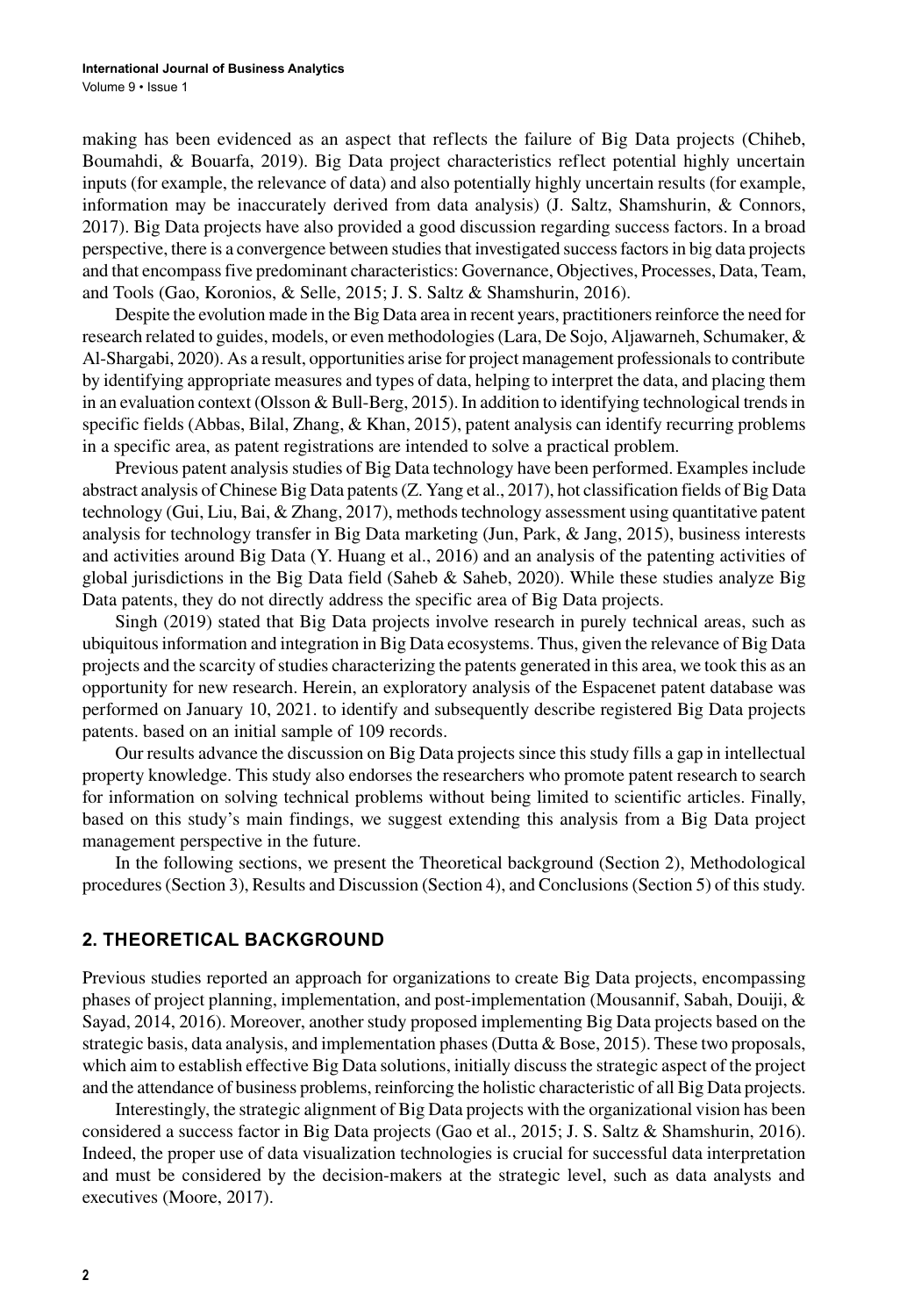making has been evidenced as an aspect that reflects the failure of Big Data projects (Chiheb, Boumahdi, & Bouarfa, 2019). Big Data project characteristics reflect potential highly uncertain inputs (for example, the relevance of data) and also potentially highly uncertain results (for example, information may be inaccurately derived from data analysis) (J. Saltz, Shamshurin, & Connors, 2017). Big Data projects have also provided a good discussion regarding success factors. In a broad perspective, there is a convergence between studies that investigated success factors in big data projects and that encompass five predominant characteristics: Governance, Objectives, Processes, Data, Team, and Tools (Gao, Koronios, & Selle, 2015; J. S. Saltz & Shamshurin, 2016).

Despite the evolution made in the Big Data area in recent years, practitioners reinforce the need for research related to guides, models, or even methodologies (Lara, De Sojo, Aljawarneh, Schumaker, & Al-Shargabi, 2020). As a result, opportunities arise for project management professionals to contribute by identifying appropriate measures and types of data, helping to interpret the data, and placing them in an evaluation context (Olsson & Bull-Berg, 2015). In addition to identifying technological trends in specific fields (Abbas, Bilal, Zhang, & Khan, 2015), patent analysis can identify recurring problems in a specific area, as patent registrations are intended to solve a practical problem.

Previous patent analysis studies of Big Data technology have been performed. Examples include abstract analysis of Chinese Big Data patents (Z. Yang et al., 2017), hot classification fields of Big Data technology (Gui, Liu, Bai, & Zhang, 2017), methods technology assessment using quantitative patent analysis for technology transfer in Big Data marketing (Jun, Park, & Jang, 2015), business interests and activities around Big Data (Y. Huang et al., 2016) and an analysis of the patenting activities of global jurisdictions in the Big Data field (Saheb & Saheb, 2020). While these studies analyze Big Data patents, they do not directly address the specific area of Big Data projects.

Singh (2019) stated that Big Data projects involve research in purely technical areas, such as ubiquitous information and integration in Big Data ecosystems. Thus, given the relevance of Big Data projects and the scarcity of studies characterizing the patents generated in this area, we took this as an opportunity for new research. Herein, an exploratory analysis of the Espacenet patent database was performed on January 10, 2021. to identify and subsequently describe registered Big Data projects patents. based on an initial sample of 109 records.

Our results advance the discussion on Big Data projects since this study fills a gap in intellectual property knowledge. This study also endorses the researchers who promote patent research to search for information on solving technical problems without being limited to scientific articles. Finally, based on this study's main findings, we suggest extending this analysis from a Big Data project management perspective in the future.

In the following sections, we present the Theoretical background (Section 2), Methodological procedures (Section 3), Results and Discussion (Section 4), and Conclusions (Section 5) of this study.

## 2. THEORETICAL BACKGROUND

Previous studies reported an approach for organizations to create Big Data projects, encompassing phases of project planning, implementation, and post-implementation (Mousannif, Sabah, Douiji, & Sayad, 2014, 2016). Moreover, another study proposed implementing Big Data projects based on the strategic basis, data analysis, and implementation phases (Dutta & Bose, 2015). These two proposals, which aim to establish effective Big Data solutions, initially discuss the strategic aspect of the project and the attendance of business problems, reinforcing the holistic characteristic of all Big Data projects.

Interestingly, the strategic alignment of Big Data projects with the organizational vision has been considered a success factor in Big Data projects (Gao et al., 2015; J. S. Saltz & Shamshurin, 2016). Indeed, the proper use of data visualization technologies is crucial for successful data interpretation and must be considered by the decision-makers at the strategic level, such as data analysts and executives (Moore, 2017).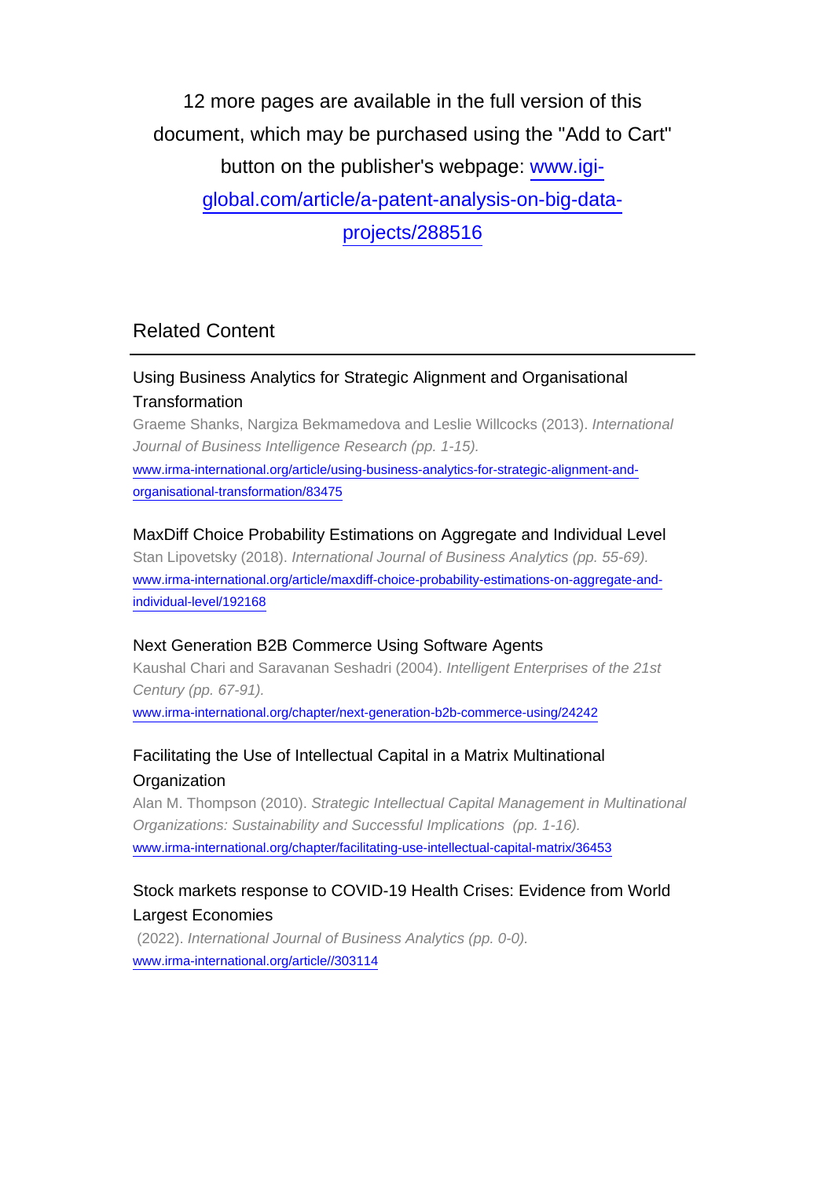12 more pages are available in the full version of this document, which may be purchased using the "Add to Cart" button on the publisher's webpage: www.igi-global.com/article/a-patent-analysis-on-big-data-projects/288516

## Related Content

### Using Business Analytics for Strategic Alignment and Organisational Transformation

Graeme Shanks, Nargiza Bekmamedova and Leslie Willcocks (2013). *International Journal of Business Intelligence Research (pp. 1-15).*

www.irma-international.org/article/using-business-analytics-for-strategic-alignment-and-organisational-transformation/83475

### MaxDiff Choice Probability Estimations on Aggregate and Individual Level

Stan Lipovetsky (2018). *International Journal of Business Analytics (pp. 55-69).*

www.irma-international.org/article/maxdiff-choice-probability-estimations-on-aggregate-and-individual-level/192168

### Next Generation B2B Commerce Using Software Agents

Kaushal Chari and Saravanan Seshadri (2004). *Intelligent Enterprises of the 21st Century (pp. 67-91).*

www.irma-international.org/chapter/next-generation-b2b-commerce-using/24242

### Facilitating the Use of Intellectual Capital in a Matrix Multinational Organization

Alan M. Thompson (2010). *Strategic Intellectual Capital Management in Multinational Organizations: Sustainability and Successful Implications (pp. 1-16).*

www.irma-international.org/chapter/facilitating-use-intellectual-capital-matrix/36453

### Stock markets response to COVID-19 Health Crises: Evidence from World Largest Economies

(2022). *International Journal of Business Analytics (pp. 0-0).*

www.irma-international.org/article//303114